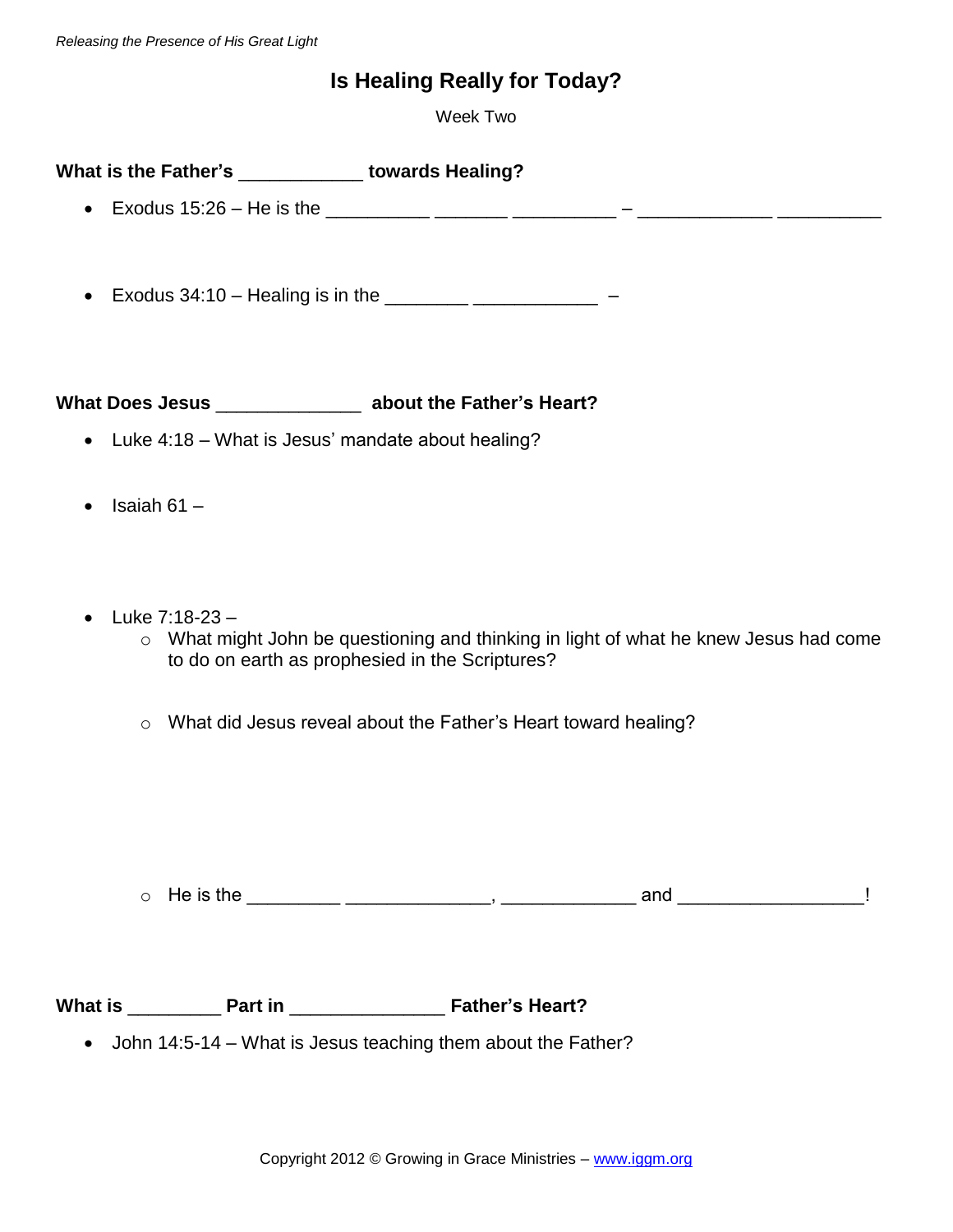# Is Healing Really for Today?

Week Two

**What is the Father's ____________ towards Healing?**

- Exodus 15:26 – He is the __________ _______ __________ – _____________ __________
- Exodus 34:10 – Healing is in the ________ ____________ –

**What Does Jesus ______________ about the Father's Heart?**

- Luke 4:18 – What is Jesus' mandate about healing?
- Isaiah 61 –
- Luke 7:18-23 –
  - What might John be questioning and thinking in light of what he knew Jesus had come to do on earth as prophesied in the Scriptures?
  - What did Jesus reveal about the Father's Heart toward healing?
  - He is the _________ ______________, _____________ and __________________!

**What is _________ Part in _______________ Father's Heart?**

- John 14:5-14 – What is Jesus teaching them about the Father?

Copyright 2012 © Growing in Grace Ministries – www.iggm.org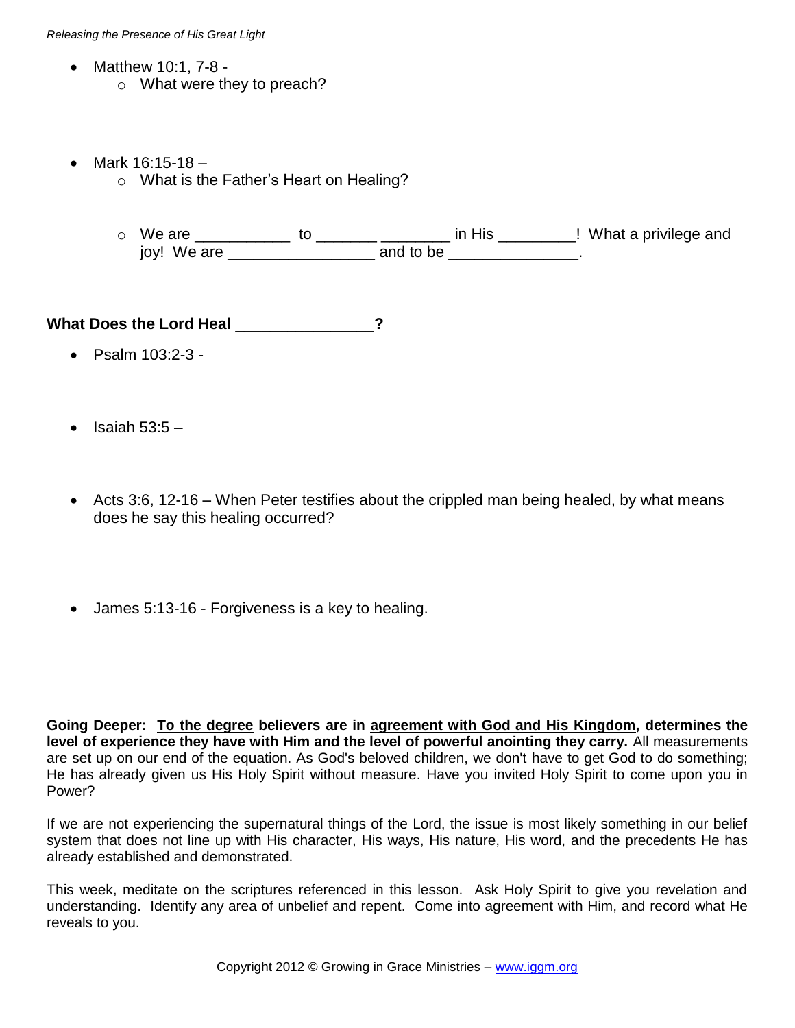- Matthew 10:1, 7-8 -
  - What were they to preach?

- Mark 16:15-18 –
  - What is the Father's Heart on Healing?

  - We are ___________ to _______ ________ in His _________! What a privilege and joy! We are _________________ and to be _______________.

**What Does the Lord Heal ________________?**

- Psalm 103:2-3 -

- Isaiah 53:5 –

- Acts 3:6, 12-16 – When Peter testifies about the crippled man being healed, by what means does he say this healing occurred?

- James 5:13-16 - Forgiveness is a key to healing.

**Going Deeper: <u>To the degree</u> believers are in <u>agreement with God and His Kingdom</u>, determines the level of experience they have with Him and the level of powerful anointing they carry.** All measurements are set up on our end of the equation. As God's beloved children, we don't have to get God to do something; He has already given us His Holy Spirit without measure. Have you invited Holy Spirit to come upon you in Power?

If we are not experiencing the supernatural things of the Lord, the issue is most likely something in our belief system that does not line up with His character, His ways, His nature, His word, and the precedents He has already established and demonstrated.

This week, meditate on the scriptures referenced in this lesson. Ask Holy Spirit to give you revelation and understanding. Identify any area of unbelief and repent. Come into agreement with Him, and record what He reveals to you.

Copyright 2012 © Growing in Grace Ministries – www.iggm.org